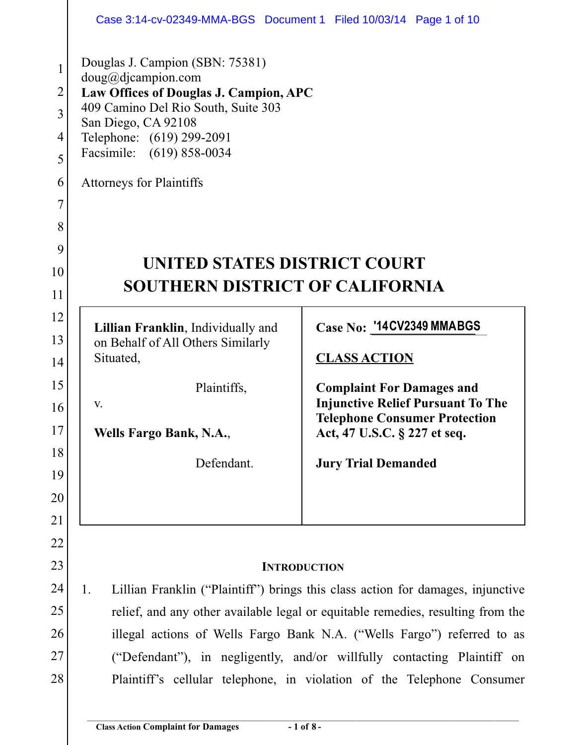Douglas J. Campion (SBN: 75381)
doug@djcampion.com
**Law Offices of Douglas J. Campion, APC**
409 Camino Del Rio South, Suite 303
San Diego, CA 92108
Telephone: (619) 299-2091
Facsimile: (619) 858-0034

Attorneys for Plaintiffs

# UNITED STATES DISTRICT COURT
# SOUTHERN DISTRICT OF CALIFORNIA

| | |
|---|---|
| **Lillian Franklin**, Individually and on Behalf of All Others Similarly Situated,<br><br>Plaintiffs,<br><br>v.<br><br>**Wells Fargo Bank, N.A.**,<br><br>Defendant. | **Case No: '14CV2349 MMABGS**<br><br>**CLASS ACTION**<br><br>**Complaint For Damages and Injunctive Relief Pursuant To The Telephone Consumer Protection Act, 47 U.S.C. § 227 et seq.**<br><br>**Jury Trial Demanded** |

## INTRODUCTION

1. Lillian Franklin ("Plaintiff") brings this class action for damages, injunctive relief, and any other available legal or equitable remedies, resulting from the illegal actions of Wells Fargo Bank N.A. ("Wells Fargo") referred to as ("Defendant"), in negligently, and/or willfully contacting Plaintiff on Plaintiff's cellular telephone, in violation of the Telephone Consumer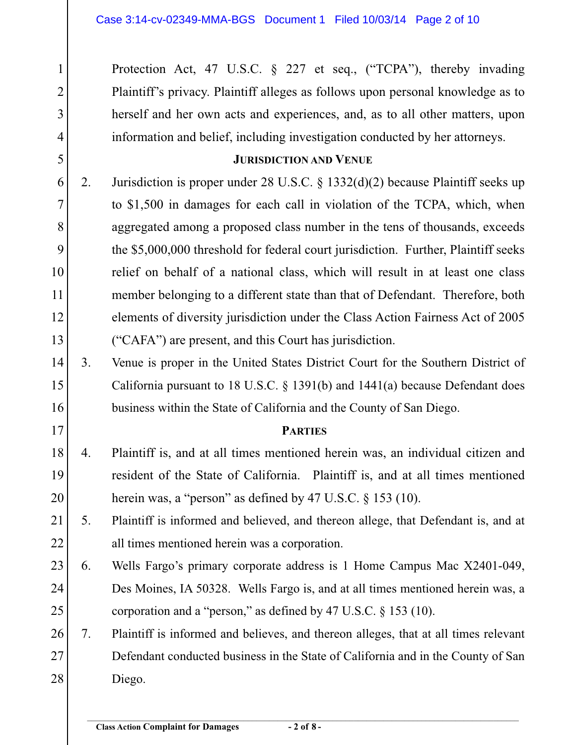Protection Act, 47 U.S.C. § 227 et seq., ("TCPA"), thereby invading Plaintiff's privacy. Plaintiff alleges as follows upon personal knowledge as to herself and her own acts and experiences, and, as to all other matters, upon information and belief, including investigation conducted by her attorneys.

## JURISDICTION AND VENUE

2. Jurisdiction is proper under 28 U.S.C. § 1332(d)(2) because Plaintiff seeks up to $1,500 in damages for each call in violation of the TCPA, which, when aggregated among a proposed class number in the tens of thousands, exceeds the $5,000,000 threshold for federal court jurisdiction. Further, Plaintiff seeks relief on behalf of a national class, which will result in at least one class member belonging to a different state than that of Defendant. Therefore, both elements of diversity jurisdiction under the Class Action Fairness Act of 2005 ("CAFA") are present, and this Court has jurisdiction.

3. Venue is proper in the United States District Court for the Southern District of California pursuant to 18 U.S.C. § 1391(b) and 1441(a) because Defendant does business within the State of California and the County of San Diego.

## PARTIES

4. Plaintiff is, and at all times mentioned herein was, an individual citizen and resident of the State of California. Plaintiff is, and at all times mentioned herein was, a "person" as defined by 47 U.S.C. § 153 (10).

5. Plaintiff is informed and believed, and thereon allege, that Defendant is, and at all times mentioned herein was a corporation.

6. Wells Fargo's primary corporate address is 1 Home Campus Mac X2401-049, Des Moines, IA 50328. Wells Fargo is, and at all times mentioned herein was, a corporation and a "person," as defined by 47 U.S.C. § 153 (10).

7. Plaintiff is informed and believes, and thereon alleges, that at all times relevant Defendant conducted business in the State of California and in the County of San Diego.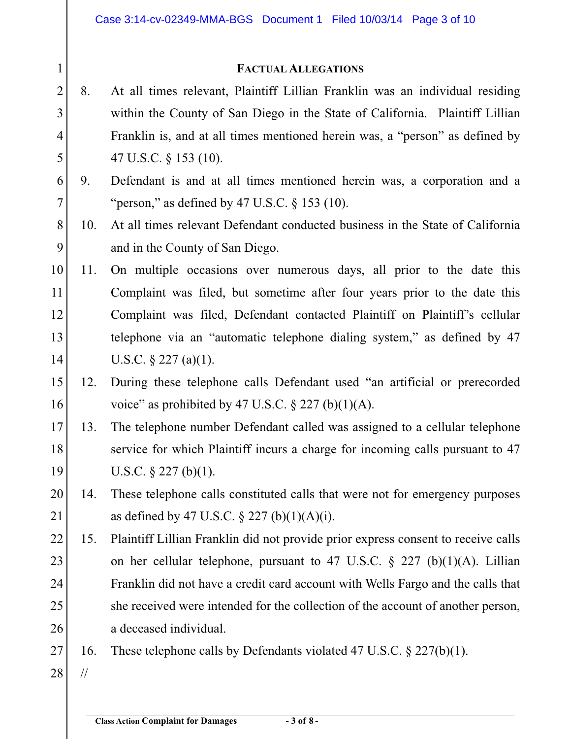## FACTUAL ALLEGATIONS

8. At all times relevant, Plaintiff Lillian Franklin was an individual residing within the County of San Diego in the State of California. Plaintiff Lillian Franklin is, and at all times mentioned herein was, a "person" as defined by 47 U.S.C. § 153 (10).

9. Defendant is and at all times mentioned herein was, a corporation and a "person," as defined by 47 U.S.C. § 153 (10).

10. At all times relevant Defendant conducted business in the State of California and in the County of San Diego.

11. On multiple occasions over numerous days, all prior to the date this Complaint was filed, but sometime after four years prior to the date this Complaint was filed, Defendant contacted Plaintiff on Plaintiff's cellular telephone via an "automatic telephone dialing system," as defined by 47 U.S.C. § 227 (a)(1).

12. During these telephone calls Defendant used "an artificial or prerecorded voice" as prohibited by 47 U.S.C. § 227 (b)(1)(A).

13. The telephone number Defendant called was assigned to a cellular telephone service for which Plaintiff incurs a charge for incoming calls pursuant to 47 U.S.C. § 227 (b)(1).

14. These telephone calls constituted calls that were not for emergency purposes as defined by 47 U.S.C. § 227 (b)(1)(A)(i).

15. Plaintiff Lillian Franklin did not provide prior express consent to receive calls on her cellular telephone, pursuant to 47 U.S.C. § 227 (b)(1)(A). Lillian Franklin did not have a credit card account with Wells Fargo and the calls that she received were intended for the collection of the account of another person, a deceased individual.

16. These telephone calls by Defendants violated 47 U.S.C. § 227(b)(1).

//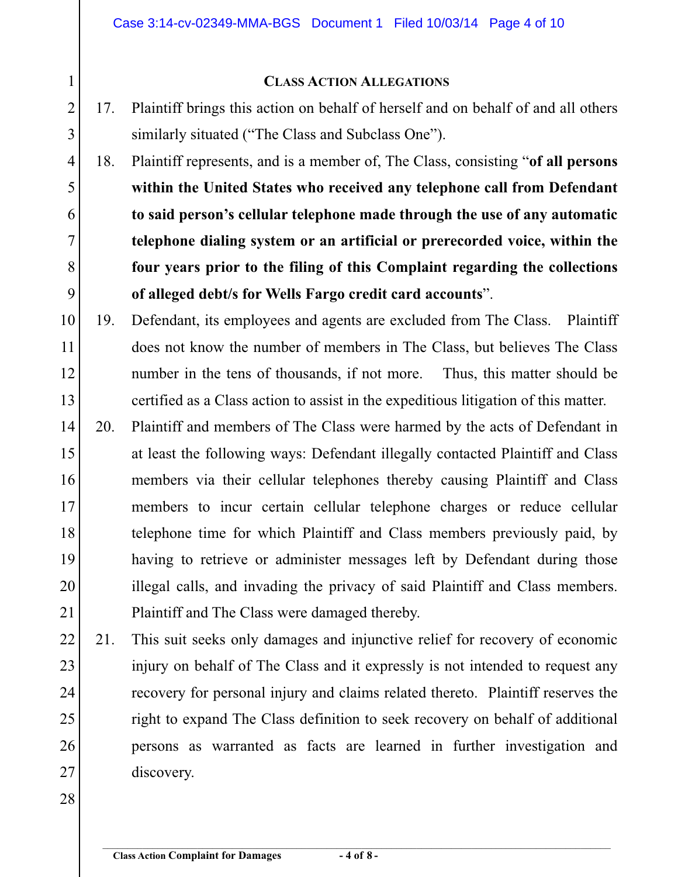## CLASS ACTION ALLEGATIONS

17. Plaintiff brings this action on behalf of herself and on behalf of and all others similarly situated ("The Class and Subclass One").

18. Plaintiff represents, and is a member of, The Class, consisting "**of all persons within the United States who received any telephone call from Defendant to said person's cellular telephone made through the use of any automatic telephone dialing system or an artificial or prerecorded voice, within the four years prior to the filing of this Complaint regarding the collections of alleged debt/s for Wells Fargo credit card accounts**".

19. Defendant, its employees and agents are excluded from The Class. Plaintiff does not know the number of members in The Class, but believes The Class number in the tens of thousands, if not more. Thus, this matter should be certified as a Class action to assist in the expeditious litigation of this matter.

20. Plaintiff and members of The Class were harmed by the acts of Defendant in at least the following ways: Defendant illegally contacted Plaintiff and Class members via their cellular telephones thereby causing Plaintiff and Class members to incur certain cellular telephone charges or reduce cellular telephone time for which Plaintiff and Class members previously paid, by having to retrieve or administer messages left by Defendant during those illegal calls, and invading the privacy of said Plaintiff and Class members. Plaintiff and The Class were damaged thereby.

21. This suit seeks only damages and injunctive relief for recovery of economic injury on behalf of The Class and it expressly is not intended to request any recovery for personal injury and claims related thereto. Plaintiff reserves the right to expand The Class definition to seek recovery on behalf of additional persons as warranted as facts are learned in further investigation and discovery.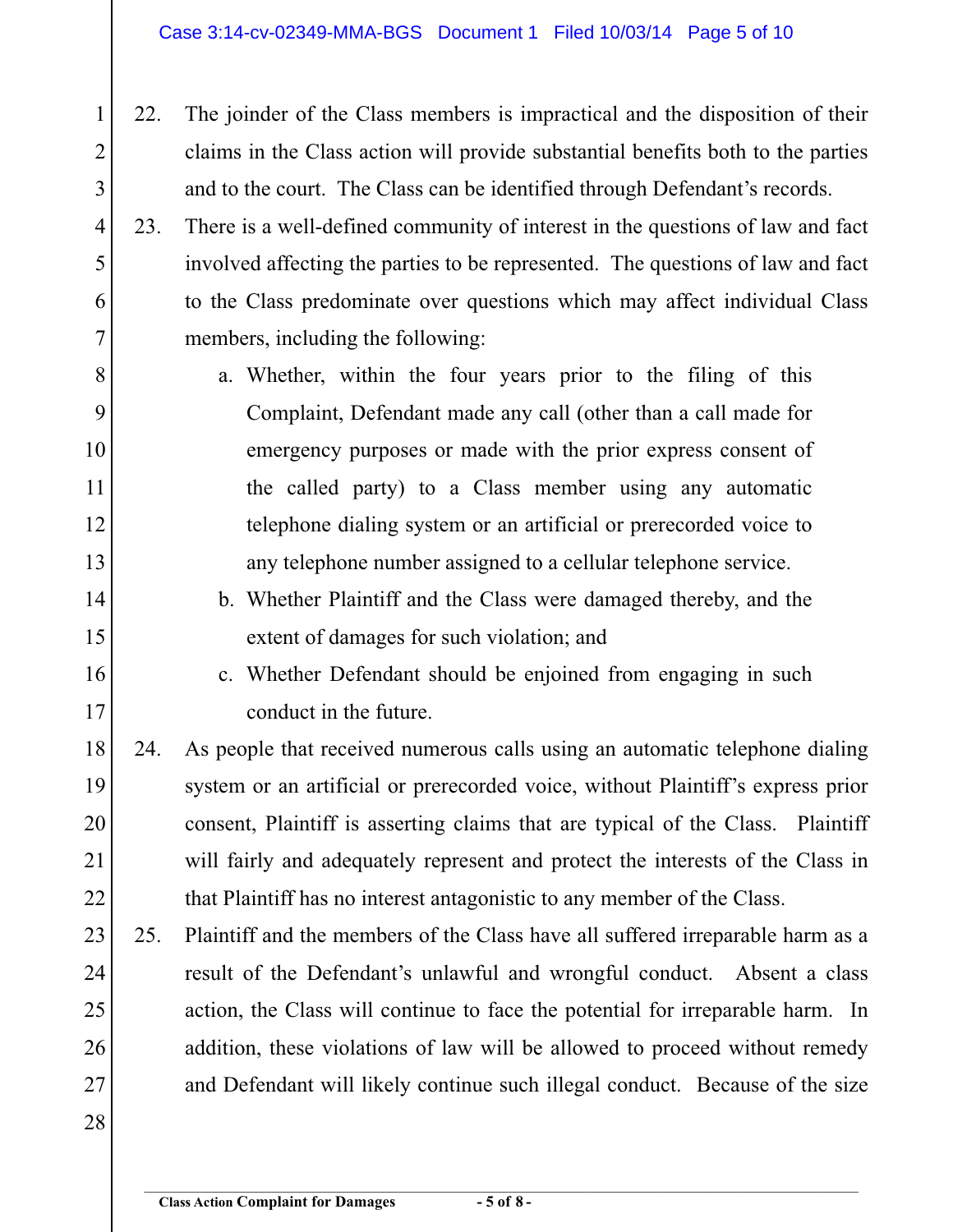22. The joinder of the Class members is impractical and the disposition of their claims in the Class action will provide substantial benefits both to the parties and to the court. The Class can be identified through Defendant's records.

23. There is a well-defined community of interest in the questions of law and fact involved affecting the parties to be represented. The questions of law and fact to the Class predominate over questions which may affect individual Class members, including the following:

    a. Whether, within the four years prior to the filing of this Complaint, Defendant made any call (other than a call made for emergency purposes or made with the prior express consent of the called party) to a Class member using any automatic telephone dialing system or an artificial or prerecorded voice to any telephone number assigned to a cellular telephone service.

    b. Whether Plaintiff and the Class were damaged thereby, and the extent of damages for such violation; and

    c. Whether Defendant should be enjoined from engaging in such conduct in the future.

24. As people that received numerous calls using an automatic telephone dialing system or an artificial or prerecorded voice, without Plaintiff's express prior consent, Plaintiff is asserting claims that are typical of the Class. Plaintiff will fairly and adequately represent and protect the interests of the Class in that Plaintiff has no interest antagonistic to any member of the Class.

25. Plaintiff and the members of the Class have all suffered irreparable harm as a result of the Defendant's unlawful and wrongful conduct. Absent a class action, the Class will continue to face the potential for irreparable harm. In addition, these violations of law will be allowed to proceed without remedy and Defendant will likely continue such illegal conduct. Because of the size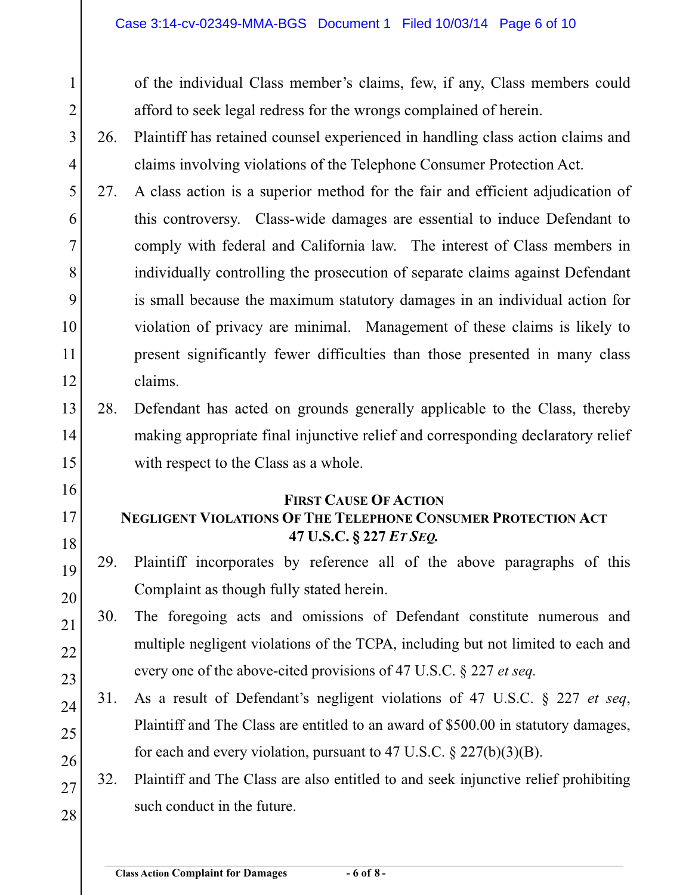of the individual Class member's claims, few, if any, Class members could afford to seek legal redress for the wrongs complained of herein.

26. Plaintiff has retained counsel experienced in handling class action claims and claims involving violations of the Telephone Consumer Protection Act.

27. A class action is a superior method for the fair and efficient adjudication of this controversy. Class-wide damages are essential to induce Defendant to comply with federal and California law. The interest of Class members in individually controlling the prosecution of separate claims against Defendant is small because the maximum statutory damages in an individual action for violation of privacy are minimal. Management of these claims is likely to present significantly fewer difficulties than those presented in many class claims.

28. Defendant has acted on grounds generally applicable to the Class, thereby making appropriate final injunctive relief and corresponding declaratory relief with respect to the Class as a whole.

## FIRST CAUSE OF ACTION
## NEGLIGENT VIOLATIONS OF THE TELEPHONE CONSUMER PROTECTION ACT
## 47 U.S.C. § 227 *ET SEQ.*

29. Plaintiff incorporates by reference all of the above paragraphs of this Complaint as though fully stated herein.

30. The foregoing acts and omissions of Defendant constitute numerous and multiple negligent violations of the TCPA, including but not limited to each and every one of the above-cited provisions of 47 U.S.C. § 227 *et seq.*

31. As a result of Defendant's negligent violations of 47 U.S.C. § 227 *et seq*, Plaintiff and The Class are entitled to an award of $500.00 in statutory damages, for each and every violation, pursuant to 47 U.S.C. § 227(b)(3)(B).

32. Plaintiff and The Class are also entitled to and seek injunctive relief prohibiting such conduct in the future.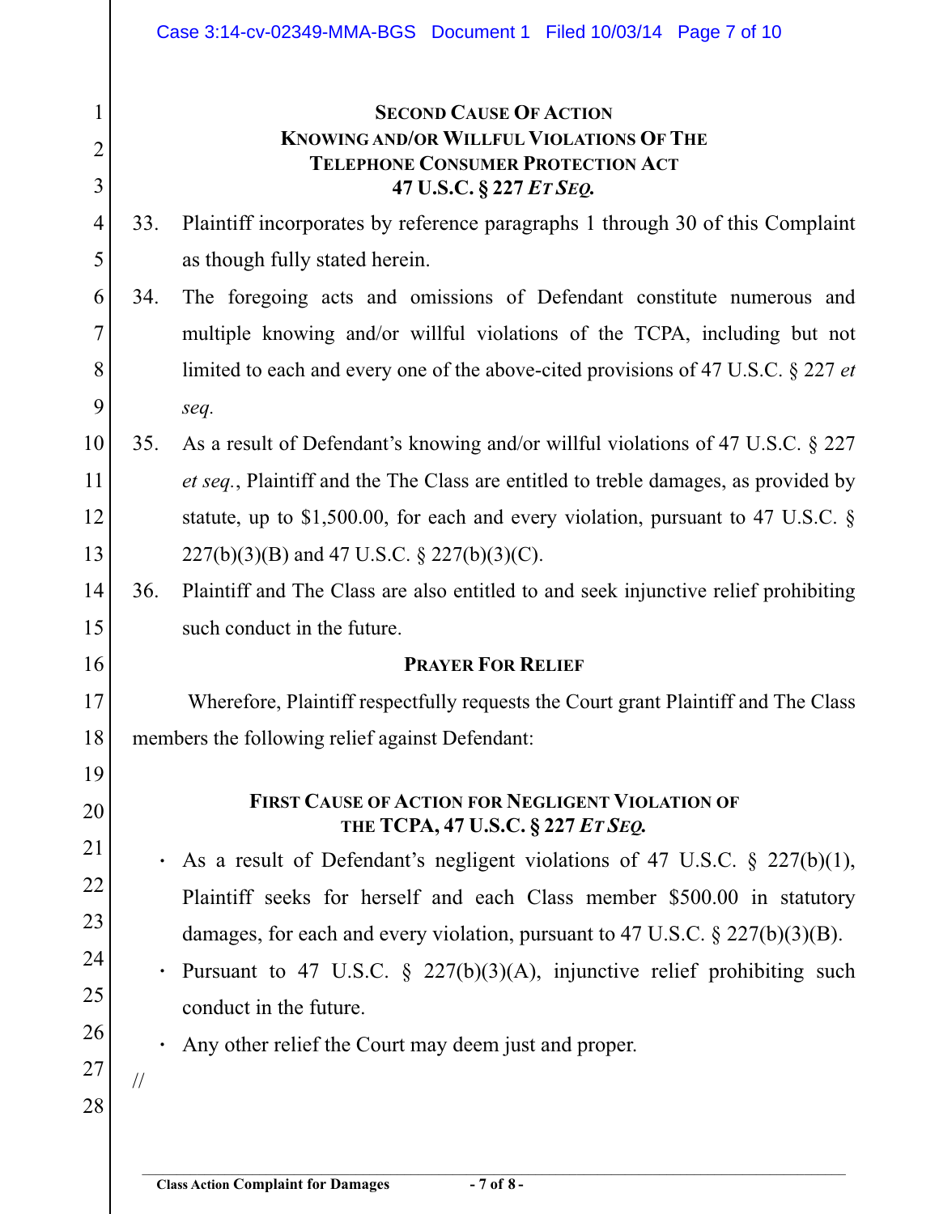## SECOND CAUSE OF ACTION
## KNOWING AND/OR WILLFUL VIOLATIONS OF THE TELEPHONE CONSUMER PROTECTION ACT
## 47 U.S.C. § 227 *ET SEQ.*

33. Plaintiff incorporates by reference paragraphs 1 through 30 of this Complaint as though fully stated herein.

34. The foregoing acts and omissions of Defendant constitute numerous and multiple knowing and/or willful violations of the TCPA, including but not limited to each and every one of the above-cited provisions of 47 U.S.C. § 227 *et seq.*

35. As a result of Defendant's knowing and/or willful violations of 47 U.S.C. § 227 *et seq.*, Plaintiff and the The Class are entitled to treble damages, as provided by statute, up to $1,500.00, for each and every violation, pursuant to 47 U.S.C. § 227(b)(3)(B) and 47 U.S.C. § 227(b)(3)(C).

36. Plaintiff and The Class are also entitled to and seek injunctive relief prohibiting such conduct in the future.

## PRAYER FOR RELIEF

Wherefore, Plaintiff respectfully requests the Court grant Plaintiff and The Class members the following relief against Defendant:

### FIRST CAUSE OF ACTION FOR NEGLIGENT VIOLATION OF THE TCPA, 47 U.S.C. § 227 *ET SEQ.*

- As a result of Defendant's negligent violations of 47 U.S.C. § 227(b)(1), Plaintiff seeks for herself and each Class member $500.00 in statutory damages, for each and every violation, pursuant to 47 U.S.C. § 227(b)(3)(B).
- Pursuant to 47 U.S.C. § 227(b)(3)(A), injunctive relief prohibiting such conduct in the future.
- Any other relief the Court may deem just and proper.

//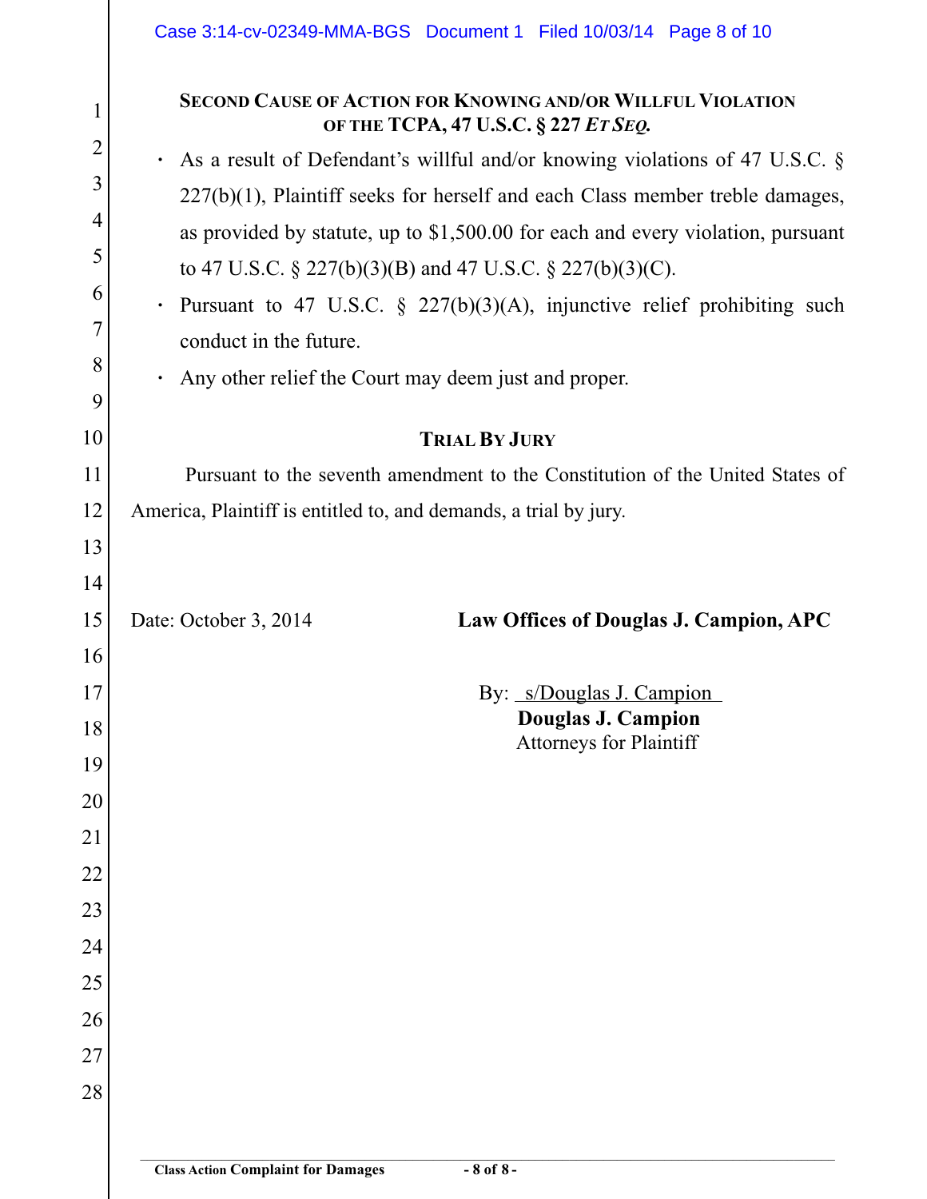### SECOND CAUSE OF ACTION FOR KNOWING AND/OR WILLFUL VIOLATION OF THE TCPA, 47 U.S.C. § 227 *ET SEQ.*

- As a result of Defendant's willful and/or knowing violations of 47 U.S.C. § 227(b)(1), Plaintiff seeks for herself and each Class member treble damages, as provided by statute, up to $1,500.00 for each and every violation, pursuant to 47 U.S.C. § 227(b)(3)(B) and 47 U.S.C. § 227(b)(3)(C).
- Pursuant to 47 U.S.C. § 227(b)(3)(A), injunctive relief prohibiting such conduct in the future.
- Any other relief the Court may deem just and proper.

### TRIAL BY JURY

Pursuant to the seventh amendment to the Constitution of the United States of America, Plaintiff is entitled to, and demands, a trial by jury.

Date: October 3, 2014

**Law Offices of Douglas J. Campion, APC**

By: s/Douglas J. Campion
**Douglas J. Campion**
Attorneys for Plaintiff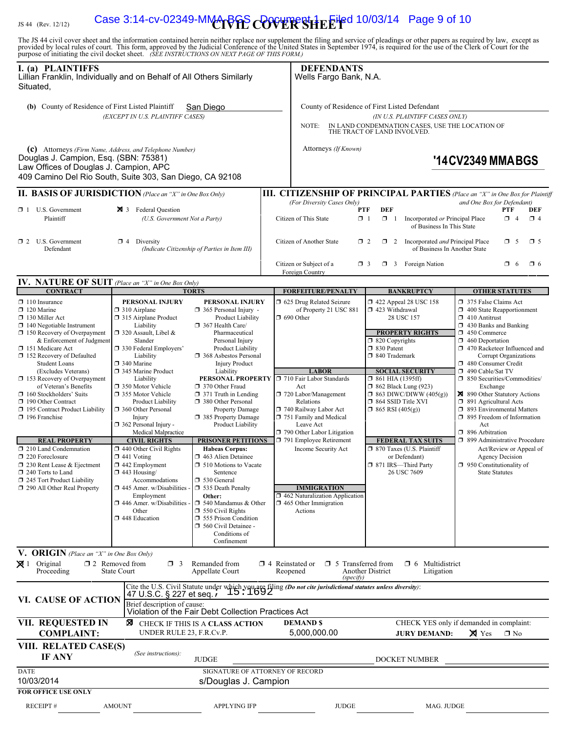JS 44 (Rev. 12/12)

# CIVIL COVER SHEET

The JS 44 civil cover sheet and the information contained herein neither replace nor supplement the filing and service of pleadings or other papers as required by law, except as provided by local rules of court. This form, approved by the Judicial Conference of the United States in September 1974, is required for the use of the Clerk of Court for the purpose of initiating the civil docket sheet. *(SEE INSTRUCTIONS ON NEXT PAGE OF THIS FORM.)*

**I. (a) PLAINTIFFS**
Lillian Franklin, Individually and on Behalf of All Others Similarly Situated,

**DEFENDANTS**
Wells Fargo Bank, N.A.

**(b)** County of Residence of First Listed Plaintiff: San Diego
*(EXCEPT IN U.S. PLAINTIFF CASES)*

County of Residence of First Listed Defendant: 
*(IN U.S. PLAINTIFF CASES ONLY)*
NOTE: IN LAND CONDEMNATION CASES, USE THE LOCATION OF THE TRACT OF LAND INVOLVED.

**(c)** Attorneys *(Firm Name, Address, and Telephone Number)*
Douglas J. Campion, Esq. (SBN: 75381)
Law Offices of Douglas J. Campion, APC
409 Camino Del Rio South, Suite 303, San Diego, CA 92108

Attorneys *(If Known)*
'14CV2349 MMABGS

## II. BASIS OF JURISDICTION *(Place an "X" in One Box Only)*

- ☐ 1 U.S. Government Plaintiff
- ☒ 3 Federal Question (U.S. Government Not a Party)
- ☐ 2 U.S. Government Defendant
- ☐ 4 Diversity (Indicate Citizenship of Parties in Item III)

## III. CITIZENSHIP OF PRINCIPAL PARTIES *(Place an "X" in One Box for Plaintiff and One Box for Defendant)* (For Diversity Cases Only)

| | PTF | DEF | | PTF | DEF |
|---|---|---|---|---|---|
| Citizen of This State | ☐ 1 | ☐ 1 | Incorporated *or* Principal Place of Business In This State | ☐ 4 | ☐ 4 |
| Citizen of Another State | ☐ 2 | ☐ 2 | Incorporated *and* Principal Place of Business In Another State | ☐ 5 | ☐ 5 |
| Citizen or Subject of a Foreign Country | ☐ 3 | ☐ 3 | Foreign Nation | ☐ 6 | ☐ 6 |

## IV. NATURE OF SUIT *(Place an "X" in One Box Only)*

**CONTRACT:** ☐ 110 Insurance; ☐ 120 Marine; ☐ 130 Miller Act; ☐ 140 Negotiable Instrument; ☐ 150 Recovery of Overpayment & Enforcement of Judgment; ☐ 151 Medicare Act; ☐ 152 Recovery of Defaulted Student Loans (Excludes Veterans); ☐ 153 Recovery of Overpayment of Veteran's Benefits; ☐ 160 Stockholders' Suits; ☐ 190 Other Contract; ☐ 195 Contract Product Liability; ☐ 196 Franchise

**REAL PROPERTY:** ☐ 210 Land Condemnation; ☐ 220 Foreclosure; ☐ 230 Rent Lease & Ejectment; ☐ 240 Torts to Land; ☐ 245 Tort Product Liability; ☐ 290 All Other Real Property

**TORTS – PERSONAL INJURY:** ☐ 310 Airplane; ☐ 315 Airplane Product Liability; ☐ 320 Assault, Libel & Slander; ☐ 330 Federal Employers' Liability; ☐ 340 Marine; ☐ 345 Marine Product Liability; ☐ 350 Motor Vehicle; ☐ 355 Motor Vehicle Product Liability; ☐ 360 Other Personal Injury; ☐ 362 Personal Injury - Medical Malpractice

**PERSONAL INJURY:** ☐ 365 Personal Injury - Product Liability; ☐ 367 Health Care/ Pharmaceutical Personal Injury Product Liability; ☐ 368 Asbestos Personal Injury Product Liability

**PERSONAL PROPERTY:** ☐ 370 Other Fraud; ☐ 371 Truth in Lending; ☐ 380 Other Personal Property Damage; ☐ 385 Property Damage Product Liability

**CIVIL RIGHTS:** ☐ 440 Other Civil Rights; ☐ 441 Voting; ☐ 442 Employment; ☐ 443 Housing/ Accommodations; ☐ 445 Amer. w/Disabilities - Employment; ☐ 446 Amer. w/Disabilities - Other; ☐ 448 Education

**PRISONER PETITIONS:** Habeas Corpus: ☐ 463 Alien Detainee; ☐ 510 Motions to Vacate Sentence; ☐ 530 General; ☐ 535 Death Penalty; Other: ☐ 540 Mandamus & Other; ☐ 550 Civil Rights; ☐ 555 Prison Condition; ☐ 560 Civil Detainee - Conditions of Confinement

**FORFEITURE/PENALTY:** ☐ 625 Drug Related Seizure of Property 21 USC 881; ☐ 690 Other

**LABOR:** ☐ 710 Fair Labor Standards Act; ☐ 720 Labor/Management Relations; ☐ 740 Railway Labor Act; ☐ 751 Family and Medical Leave Act; ☐ 790 Other Labor Litigation; ☐ 791 Employee Retirement Income Security Act

**IMMIGRATION:** ☐ 462 Naturalization Application; ☐ 465 Other Immigration Actions

**BANKRUPTCY:** ☐ 422 Appeal 28 USC 158; ☐ 423 Withdrawal 28 USC 157

**PROPERTY RIGHTS:** ☐ 820 Copyrights; ☐ 830 Patent; ☐ 840 Trademark

**SOCIAL SECURITY:** ☐ 861 HIA (1395ff); ☐ 862 Black Lung (923); ☐ 863 DIWC/DIWW (405(g)); ☐ 864 SSID Title XVI; ☐ 865 RSI (405(g))

**FEDERAL TAX SUITS:** ☐ 870 Taxes (U.S. Plaintiff or Defendant); ☐ 871 IRS—Third Party 26 USC 7609

**OTHER STATUTES:** ☐ 375 False Claims Act; ☐ 400 State Reapportionment; ☐ 410 Antitrust; ☐ 430 Banks and Banking; ☐ 450 Commerce; ☐ 460 Deportation; ☐ 470 Racketeer Influenced and Corrupt Organizations; ☐ 480 Consumer Credit; ☐ 490 Cable/Sat TV; ☐ 850 Securities/Commodities/ Exchange; ☒ 890 Other Statutory Actions; ☐ 891 Agricultural Acts; ☐ 893 Environmental Matters; ☐ 895 Freedom of Information Act; ☐ 896 Arbitration; ☐ 899 Administrative Procedure Act/Review or Appeal of Agency Decision; ☐ 950 Constitutionality of State Statutes

## V. ORIGIN *(Place an "X" in One Box Only)*

☒ 1 Original Proceeding; ☐ 2 Removed from State Court; ☐ 3 Remanded from Appellate Court; ☐ 4 Reinstated or Reopened; ☐ 5 Transferred from Another District *(specify)*; ☐ 6 Multidistrict Litigation

## VI. CAUSE OF ACTION

Cite the U.S. Civil Statute under which you are filing *(Do not cite jurisdictional statutes unless diversity)*: 47 U.S.C. § 227 et seq.; 15:1692

Brief description of cause: Violation of the Fair Debt Collection Practices Act

## VII. REQUESTED IN COMPLAINT:

☒ CHECK IF THIS IS A CLASS ACTION UNDER RULE 23, F.R.Cv.P.

DEMAND $ 5,000,000.00

CHECK YES only if demanded in complaint: JURY DEMAND: ☒ Yes ☐ No

## VIII. RELATED CASE(S) IF ANY

*(See instructions)*: JUDGE ______ DOCKET NUMBER ______

DATE: 10/03/2014

SIGNATURE OF ATTORNEY OF RECORD: s/Douglas J. Campion

**FOR OFFICE USE ONLY**

RECEIPT # ______ AMOUNT ______ APPLYING IFP ______ JUDGE ______ MAG. JUDGE ______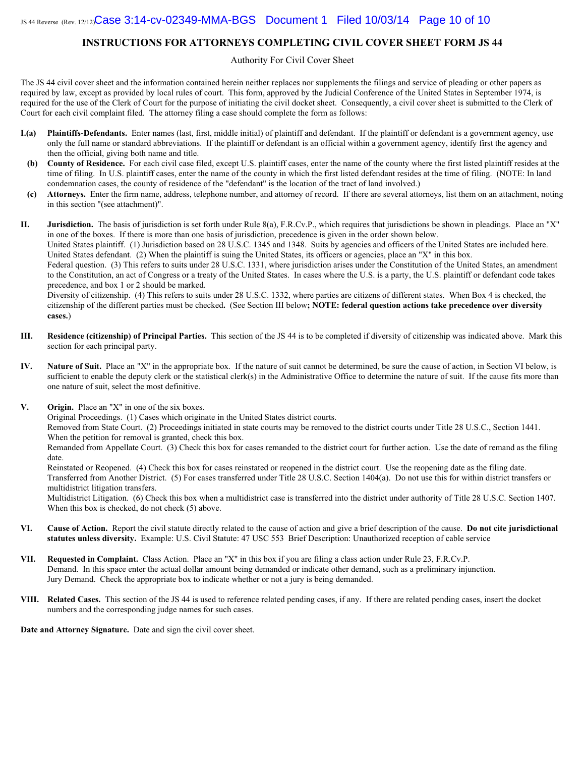# INSTRUCTIONS FOR ATTORNEYS COMPLETING CIVIL COVER SHEET FORM JS 44

Authority For Civil Cover Sheet

The JS 44 civil cover sheet and the information contained herein neither replaces nor supplements the filings and service of pleading or other papers as required by law, except as provided by local rules of court. This form, approved by the Judicial Conference of the United States in September 1974, is required for the use of the Clerk of Court for the purpose of initiating the civil docket sheet. Consequently, a civil cover sheet is submitted to the Clerk of Court for each civil complaint filed. The attorney filing a case should complete the form as follows:

**I.(a)** **Plaintiffs-Defendants.** Enter names (last, first, middle initial) of plaintiff and defendant. If the plaintiff or defendant is a government agency, use only the full name or standard abbreviations. If the plaintiff or defendant is an official within a government agency, identify first the agency and then the official, giving both name and title.

**(b)** **County of Residence.** For each civil case filed, except U.S. plaintiff cases, enter the name of the county where the first listed plaintiff resides at the time of filing. In U.S. plaintiff cases, enter the name of the county in which the first listed defendant resides at the time of filing. (NOTE: In land condemnation cases, the county of residence of the "defendant" is the location of the tract of land involved.)

**(c)** **Attorneys.** Enter the firm name, address, telephone number, and attorney of record. If there are several attorneys, list them on an attachment, noting in this section "(see attachment)".

**II.** **Jurisdiction.** The basis of jurisdiction is set forth under Rule 8(a), F.R.Cv.P., which requires that jurisdictions be shown in pleadings. Place an "X" in one of the boxes. If there is more than one basis of jurisdiction, precedence is given in the order shown below.
United States plaintiff. (1) Jurisdiction based on 28 U.S.C. 1345 and 1348. Suits by agencies and officers of the United States are included here.
United States defendant. (2) When the plaintiff is suing the United States, its officers or agencies, place an "X" in this box.
Federal question. (3) This refers to suits under 28 U.S.C. 1331, where jurisdiction arises under the Constitution of the United States, an amendment to the Constitution, an act of Congress or a treaty of the United States. In cases where the U.S. is a party, the U.S. plaintiff or defendant code takes precedence, and box 1 or 2 should be marked.
Diversity of citizenship. (4) This refers to suits under 28 U.S.C. 1332, where parties are citizens of different states. When Box 4 is checked, the citizenship of the different parties must be checked**.** (See Section III below**; NOTE: federal question actions take precedence over diversity cases.**)

**III.** **Residence (citizenship) of Principal Parties.** This section of the JS 44 is to be completed if diversity of citizenship was indicated above. Mark this section for each principal party.

**IV.** **Nature of Suit.** Place an "X" in the appropriate box. If the nature of suit cannot be determined, be sure the cause of action, in Section VI below, is sufficient to enable the deputy clerk or the statistical clerk(s) in the Administrative Office to determine the nature of suit. If the cause fits more than one nature of suit, select the most definitive.

**V.** **Origin.** Place an "X" in one of the six boxes.
Original Proceedings. (1) Cases which originate in the United States district courts.
Removed from State Court. (2) Proceedings initiated in state courts may be removed to the district courts under Title 28 U.S.C., Section 1441. When the petition for removal is granted, check this box.
Remanded from Appellate Court. (3) Check this box for cases remanded to the district court for further action. Use the date of remand as the filing date.
Reinstated or Reopened. (4) Check this box for cases reinstated or reopened in the district court. Use the reopening date as the filing date.
Transferred from Another District. (5) For cases transferred under Title 28 U.S.C. Section 1404(a). Do not use this for within district transfers or multidistrict litigation transfers.
Multidistrict Litigation. (6) Check this box when a multidistrict case is transferred into the district under authority of Title 28 U.S.C. Section 1407. When this box is checked, do not check (5) above.

**VI.** **Cause of Action.** Report the civil statute directly related to the cause of action and give a brief description of the cause. **Do not cite jurisdictional statutes unless diversity.** Example: U.S. Civil Statute: 47 USC 553 Brief Description: Unauthorized reception of cable service

**VII.** **Requested in Complaint.** Class Action. Place an "X" in this box if you are filing a class action under Rule 23, F.R.Cv.P.
Demand. In this space enter the actual dollar amount being demanded or indicate other demand, such as a preliminary injunction.
Jury Demand. Check the appropriate box to indicate whether or not a jury is being demanded.

**VIII.** **Related Cases.** This section of the JS 44 is used to reference related pending cases, if any. If there are related pending cases, insert the docket numbers and the corresponding judge names for such cases.

**Date and Attorney Signature.** Date and sign the civil cover sheet.